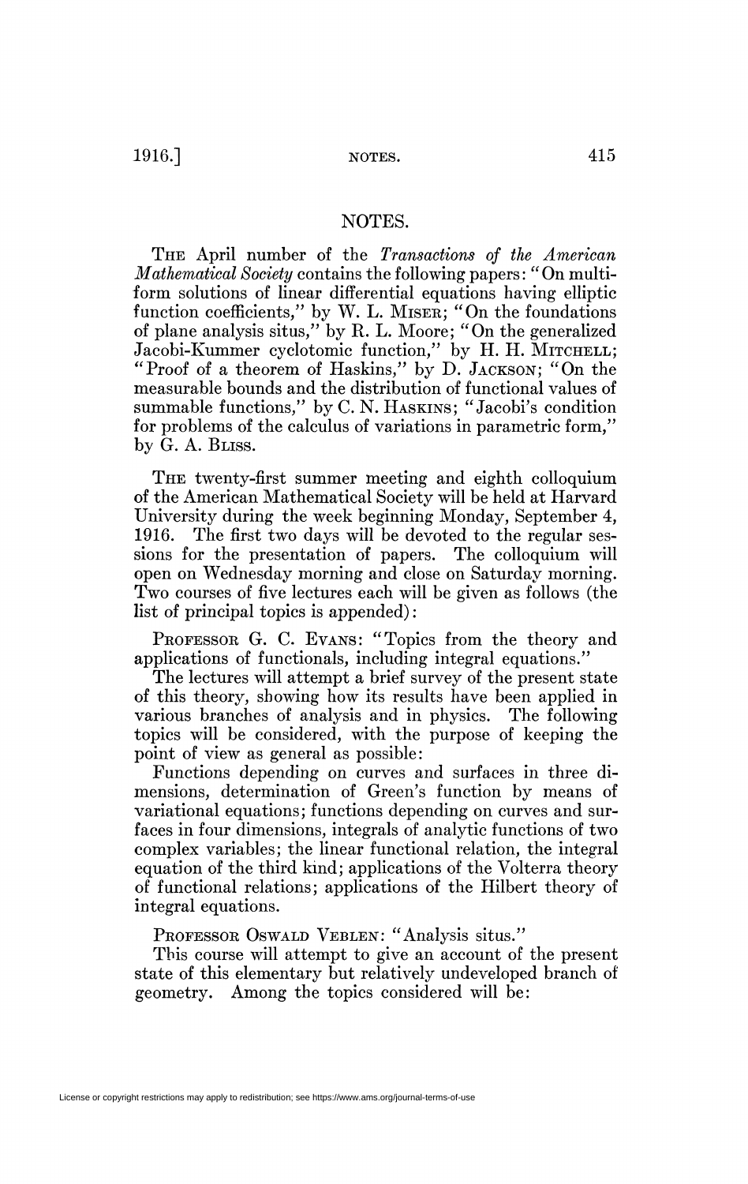# NOTES.

THE April number of the *Transactions of the American Mathematical Society* contains the following papers: "On multiform solutions of linear differential equations having elliptic function coefficients," by W. L. MISER; "On the foundations of plane analysis situs," by R. L. Moore; "On the generalized Jacobi-Kummer cyclotomic function," by H. H. MITCHELL; "Proof of a theorem of Haskins," by D. JACKSON; "On the measurable bounds and the distribution of functional values of summable functions," by C. N. HASKINS; "Jacobi's condition for problems of the calculus of variations in parametric form," by G. A. BLISS.

THE twenty-first summer meeting and eighth colloquium of the American Mathematical Society will be held at Harvard University during the week beginning Monday, September 4, 1916. The first two days will be devoted to the regular sessions for the presentation of papers. The colloquium will open on Wednesday morning and close on Saturday morning. Two courses of five lectures each will be given as follows (the list of principal topics is appended):

PROFESSOR G. C. EVANS: "Topics from the theory and applications of functionals, including integral equations."

The lectures will attempt a brief survey of the present state of this theory, showing how its results have been applied in various branches of analysis and in physics. The following topics will be considered, with the purpose of keeping the point of view as general as possible:

Functions depending on curves and surfaces in three dimensions, determination of Green's function by means of variational equations; functions depending on curves and surfaces in four dimensions, integrals of analytic functions of two complex variables; the linear functional relation, the integral equation of the third kind; applications of the Volterra theory of functional relations; applications of the Hilbert theory of integral equations.

PROFESSOR OSWALD VEBLEN: "Analysis situs."

This course will attempt to give an account of the present state of this elementary but relatively undeveloped branch of geometry. Among the topics considered will be: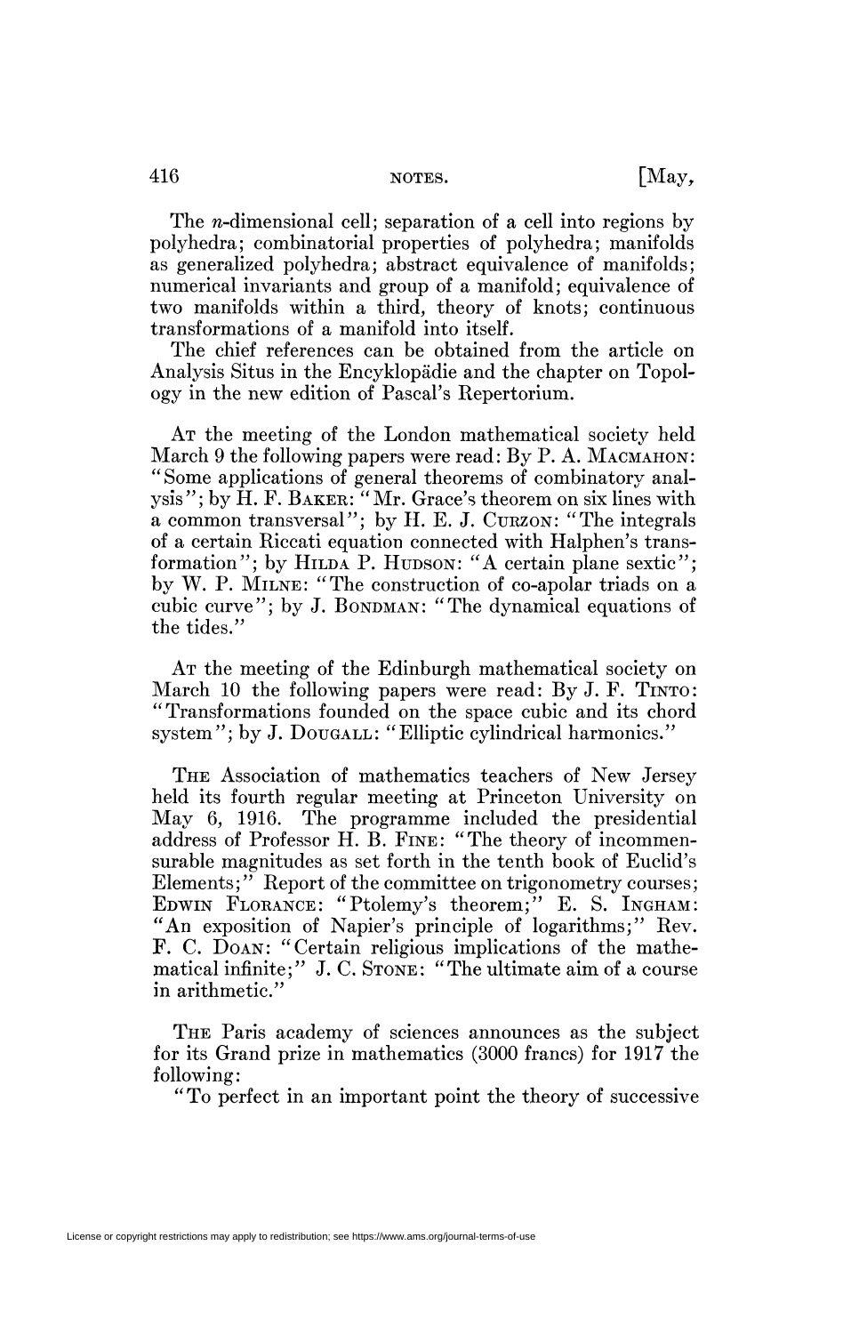The $n$-dimensional cell; separation of a cell into regions by polyhedra; combinatorial properties of polyhedra; manifolds as generalized polyhedra; abstract equivalence of manifolds; numerical invariants and group of a manifold; equivalence of two manifolds within a third, theory of knots; continuous transformations of a manifold into itself.

The chief references can be obtained from the article on Analysis Situs in the Encyklopädie and the chapter on Topology in the new edition of Pascal's Repertorium.

At the meeting of the London mathematical society held March 9 the following papers were read: By P. A. MacMahon: "Some applications of general theorems of combinatory analysis"; by H. F. Baker: "Mr. Grace's theorem on six lines with a common transversal"; by H. E. J. Curzon: "The integrals of a certain Riccati equation connected with Halphen's transformation"; by Hilda P. Hudson: "A certain plane sextic"; by W. P. Milne: "The construction of co-apolar triads on a cubic curve"; by J. Bondman: "The dynamical equations of the tides."

At the meeting of the Edinburgh mathematical society on March 10 the following papers were read: By J. F. Tinto: "Transformations founded on the space cubic and its chord system"; by J. Dougall: "Elliptic cylindrical harmonics."

The Association of mathematics teachers of New Jersey held its fourth regular meeting at Princeton University on May 6, 1916. The programme included the presidential address of Professor H. B. Fine: "The theory of incommensurable magnitudes as set forth in the tenth book of Euclid's Elements;" Report of the committee on trigonometry courses; Edwin Florance: "Ptolemy's theorem;" E. S. Ingham: "An exposition of Napier's principle of logarithms;" Rev. F. C. Doan: "Certain religious implications of the mathematical infinite;" J. C. Stone: "The ultimate aim of a course in arithmetic."

The Paris academy of sciences announces as the subject for its Grand prize in mathematics (3000 francs) for 1917 the following:

"To perfect in an important point the theory of successive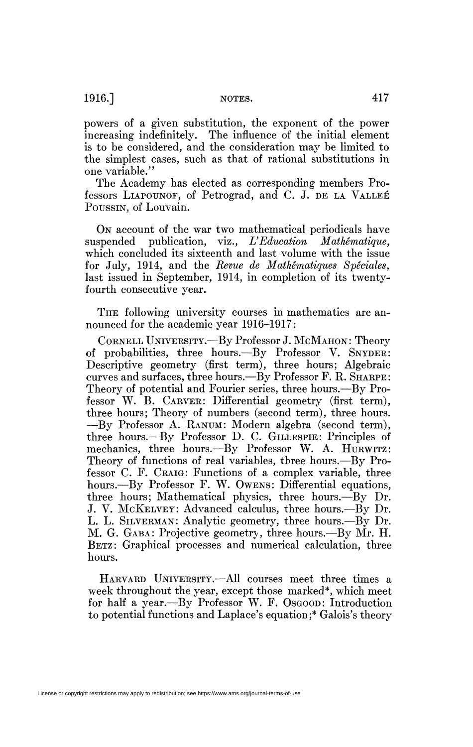powers of a given substitution, the exponent of the power increasing indefinitely. The influence of the initial element is to be considered, and the consideration may be limited to the simplest cases, such as that of rational substitutions in one variable."

The Academy has elected as corresponding members Professors Liapounof, of Petrograd, and C. J. de la Vallée Poussin, of Louvain.

On account of the war two mathematical periodicals have suspended publication, viz., *L'Education Mathématique*, which concluded its sixteenth and last volume with the issue for July, 1914, and the *Revue de Mathématiques Spéciales*, last issued in September, 1914, in completion of its twenty-fourth consecutive year.

The following university courses in mathematics are announced for the academic year 1916–1917:

Cornell University.—By Professor J. McMahon: Theory of probabilities, three hours.—By Professor V. Snyder: Descriptive geometry (first term), three hours; Algebraic curves and surfaces, three hours.—By Professor F. R. Sharpe: Theory of potential and Fourier series, three hours.—By Professor W. B. Carver: Differential geometry (first term), three hours; Theory of numbers (second term), three hours.—By Professor A. Ranum: Modern algebra (second term), three hours.—By Professor D. C. Gillespie: Principles of mechanics, three hours.—By Professor W. A. Hurwitz: Theory of functions of real variables, three hours.—By Professor C. F. Craig: Functions of a complex variable, three hours.—By Professor F. W. Owens: Differential equations, three hours; Mathematical physics, three hours.—By Dr. J. V. McKelvey: Advanced calculus, three hours.—By Dr. L. L. Silverman: Analytic geometry, three hours.—By Dr. M. G. Gaba: Projective geometry, three hours.—By Mr. H. Betz: Graphical processes and numerical calculation, three hours.

Harvard University.—All courses meet three times a week throughout the year, except those marked*, which meet for half a year.—By Professor W. F. Osgood: Introduction to potential functions and Laplace's equation;* Galois's theory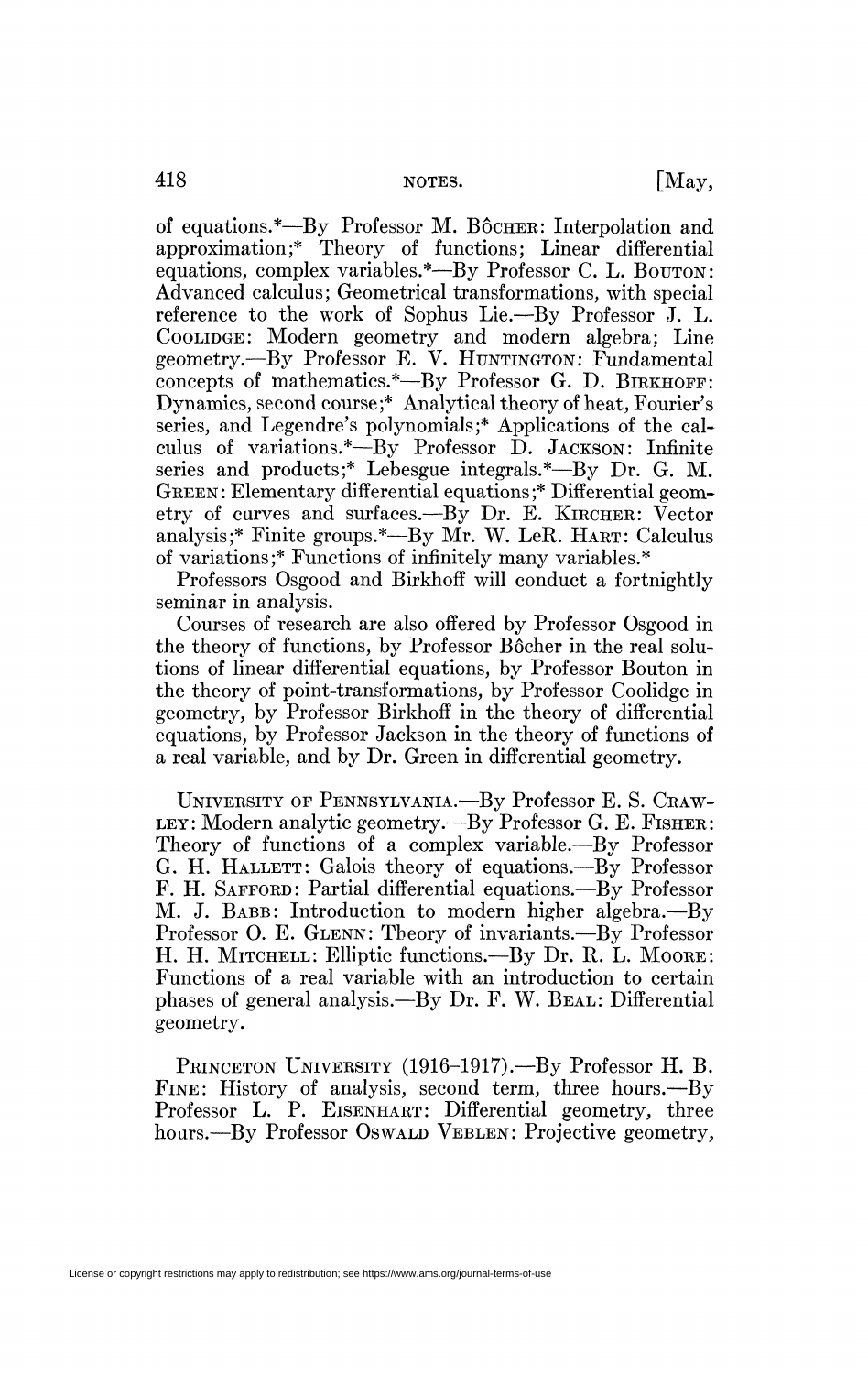of equations.*—By Professor M. Bôcher: Interpolation and approximation;* Theory of functions; Linear differential equations, complex variables.*—By Professor C. L. Bouton: Advanced calculus; Geometrical transformations, with special reference to the work of Sophus Lie.—By Professor J. L. Coolidge: Modern geometry and modern algebra; Line geometry.—By Professor E. V. Huntington: Fundamental concepts of mathematics.*—By Professor G. D. Birkhoff: Dynamics, second course;* Analytical theory of heat, Fourier's series, and Legendre's polynomials;* Applications of the calculus of variations.*—By Professor D. Jackson: Infinite series and products;* Lebesgue integrals.*—By Dr. G. M. Green: Elementary differential equations;* Differential geometry of curves and surfaces.—By Dr. E. Kircher: Vector analysis;* Finite groups.*—By Mr. W. LeR. Hart: Calculus of variations;* Functions of infinitely many variables.*

Professors Osgood and Birkhoff will conduct a fortnightly seminar in analysis.

Courses of research are also offered by Professor Osgood in the theory of functions, by Professor Bôcher in the real solutions of linear differential equations, by Professor Bouton in the theory of point-transformations, by Professor Coolidge in geometry, by Professor Birkhoff in the theory of differential equations, by Professor Jackson in the theory of functions of a real variable, and by Dr. Green in differential geometry.

University of Pennsylvania.—By Professor E. S. Crawley: Modern analytic geometry.—By Professor G. E. Fisher: Theory of functions of a complex variable.—By Professor G. H. Hallett: Galois theory of equations.—By Professor F. H. Safford: Partial differential equations.—By Professor M. J. Babb: Introduction to modern higher algebra.—By Professor O. E. Glenn: Theory of invariants.—By Professor H. H. Mitchell: Elliptic functions.—By Dr. R. L. Moore: Functions of a real variable with an introduction to certain phases of general analysis.—By Dr. F. W. Beal: Differential geometry.

Princeton University (1916–1917).—By Professor H. B. Fine: History of analysis, second term, three hours.—By Professor L. P. Eisenhart: Differential geometry, three hours.—By Professor Oswald Veblen: Projective geometry,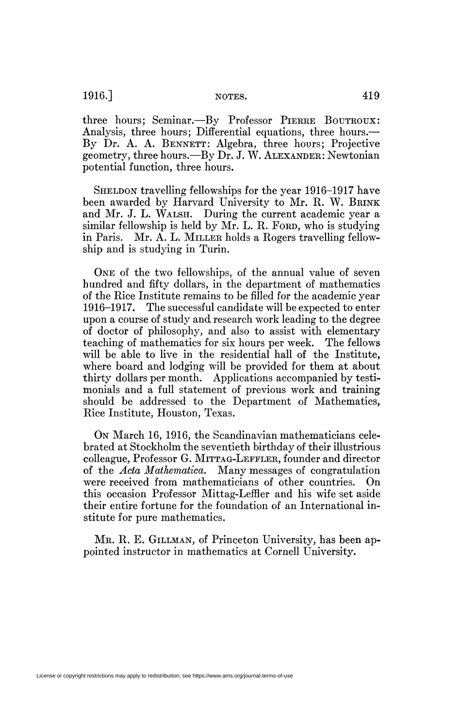three hours; Seminar.—By Professor PIERRE BOUTROUX: Analysis, three hours; Differential equations, three hours.—By Dr. A. A. BENNETT: Algebra, three hours; Projective geometry, three hours.—By Dr. J. W. ALEXANDER: Newtonian potential function, three hours.

SHELDON travelling fellowships for the year 1916–1917 have been awarded by Harvard University to Mr. R. W. BRINK and Mr. J. L. WALSH. During the current academic year a similar fellowship is held by Mr. L. R. FORD, who is studying in Paris. Mr. A. L. MILLER holds a Rogers travelling fellowship and is studying in Turin.

ONE of the two fellowships, of the annual value of seven hundred and fifty dollars, in the department of mathematics of the Rice Institute remains to be filled for the academic year 1916–1917. The successful candidate will be expected to enter upon a course of study and research work leading to the degree of doctor of philosophy, and also to assist with elementary teaching of mathematics for six hours per week. The fellows will be able to live in the residential hall of the Institute, where board and lodging will be provided for them at about thirty dollars per month. Applications accompanied by testimonials and a full statement of previous work and training should be addressed to the Department of Mathematics, Rice Institute, Houston, Texas.

ON March 16, 1916, the Scandinavian mathematicians celebrated at Stockholm the seventieth birthday of their illustrious colleague, Professor G. MITTAG-LEFFLER, founder and director of the *Acta Mathematica*. Many messages of congratulation were received from mathematicians of other countries. On this occasion Professor Mittag-Leffler and his wife set aside their entire fortune for the foundation of an International institute for pure mathematics.

MR. R. E. GILLMAN, of Princeton University, has been appointed instructor in mathematics at Cornell University.